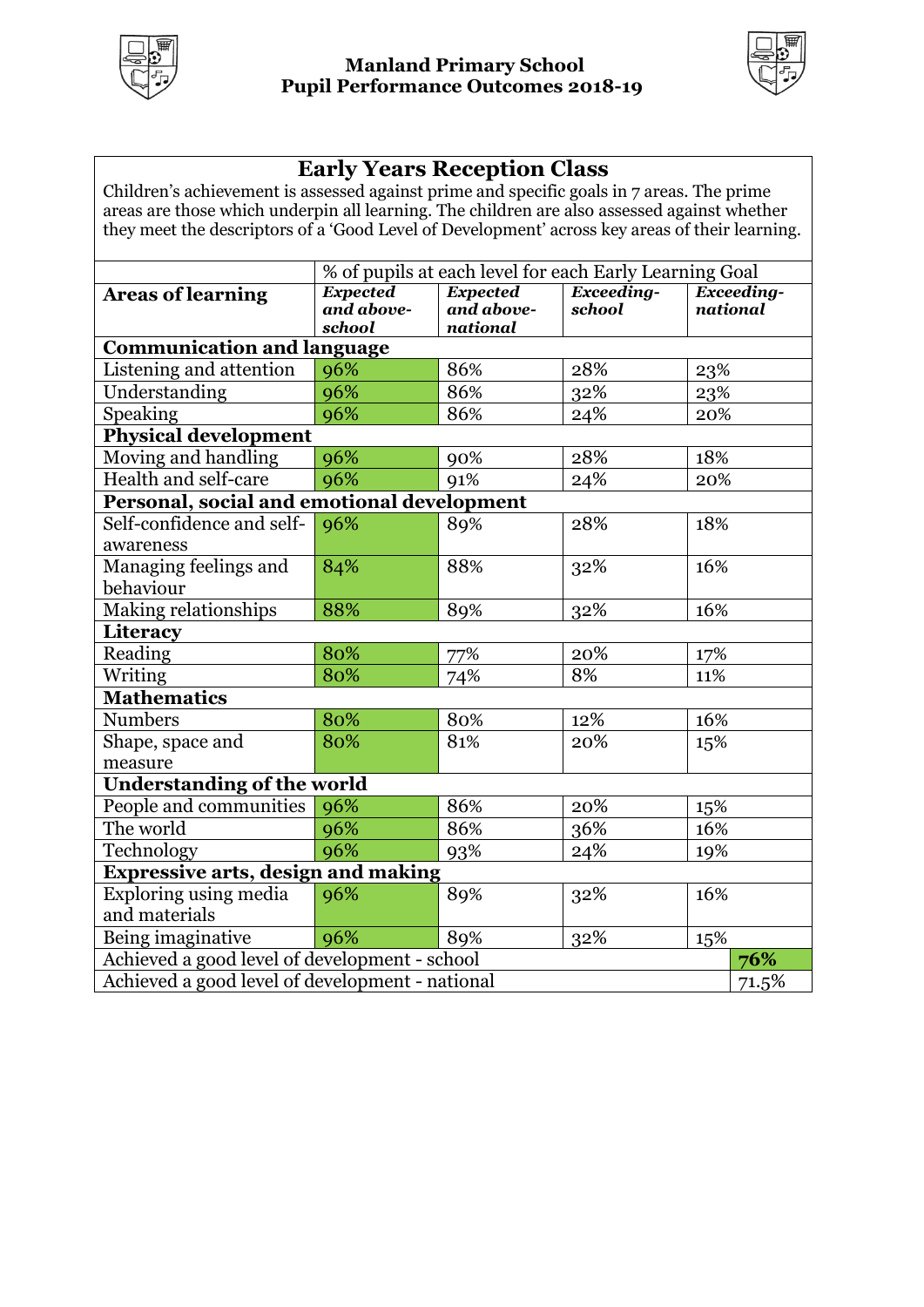# Manland Primary School
## Pupil Performance Outcomes 2018-19

### Early Years Reception Class

Children's achievement is assessed against prime and specific goals in 7 areas. The prime areas are those which underpin all learning. The children are also assessed against whether they meet the descriptors of a 'Good Level of Development' across key areas of their learning.

| | % of pupils at each level for each Early Learning Goal | | | |
|---|---|---|---|---|
| **Areas of learning** | ***Expected and above- school*** | ***Expected and above- national*** | ***Exceeding- school*** | ***Exceeding- national*** |
| **Communication and language** | | | | |
| Listening and attention | 96% | 86% | 28% | 23% |
| Understanding | 96% | 86% | 32% | 23% |
| Speaking | 96% | 86% | 24% | 20% |
| **Physical development** | | | | |
| Moving and handling | 96% | 90% | 28% | 18% |
| Health and self-care | 96% | 91% | 24% | 20% |
| **Personal, social and emotional development** | | | | |
| Self-confidence and self-awareness | 96% | 89% | 28% | 18% |
| Managing feelings and behaviour | 84% | 88% | 32% | 16% |
| Making relationships | 88% | 89% | 32% | 16% |
| **Literacy** | | | | |
| Reading | 80% | 77% | 20% | 17% |
| Writing | 80% | 74% | 8% | 11% |
| **Mathematics** | | | | |
| Numbers | 80% | 80% | 12% | 16% |
| Shape, space and measure | 80% | 81% | 20% | 15% |
| **Understanding of the world** | | | | |
| People and communities | 96% | 86% | 20% | 15% |
| The world | 96% | 86% | 36% | 16% |
| Technology | 96% | 93% | 24% | 19% |
| **Expressive arts, design and making** | | | | |
| Exploring using media and materials | 96% | 89% | 32% | 16% |
| Being imaginative | 96% | 89% | 32% | 15% |
| Achieved a good level of development - school | | | | **76%** |
| Achieved a good level of development - national | | | | 71.5% |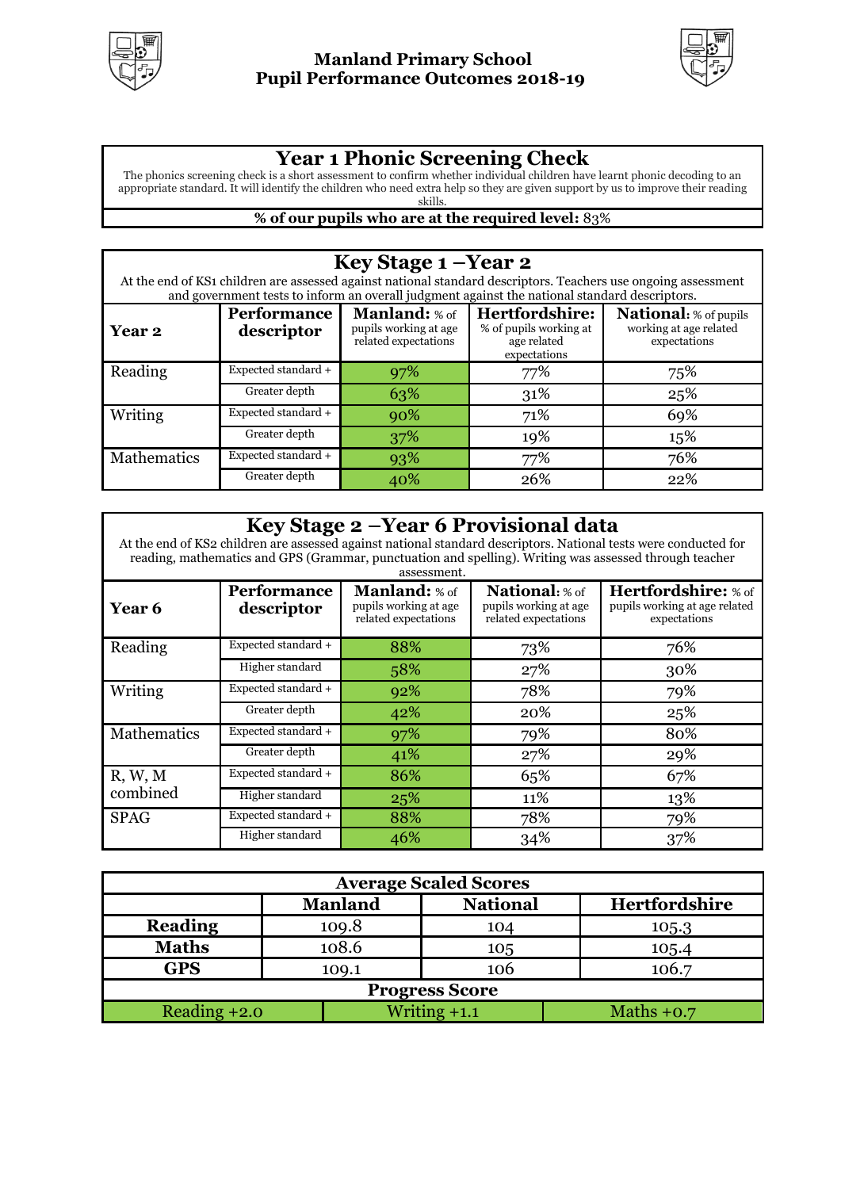# Manland Primary School
## Pupil Performance Outcomes 2018-19

## Year 1 Phonic Screening Check

The phonics screening check is a short assessment to confirm whether individual children have learnt phonic decoding to an appropriate standard. It will identify the children who need extra help so they are given support by us to improve their reading skills.

**% of our pupils who are at the required level:** 83%

## Key Stage 1 –Year 2

At the end of KS1 children are assessed against national standard descriptors. Teachers use ongoing assessment and government tests to inform an overall judgment against the national standard descriptors.

| Year 2 | Performance descriptor | Manland: % of pupils working at age related expectations | Hertfordshire: % of pupils working at age related expectations | National: % of pupils working at age related expectations |
|---|---|---|---|---|
| Reading | Expected standard + | 97% | 77% | 75% |
| | Greater depth | 63% | 31% | 25% |
| Writing | Expected standard + | 90% | 71% | 69% |
| | Greater depth | 37% | 19% | 15% |
| Mathematics | Expected standard + | 93% | 77% | 76% |
| | Greater depth | 40% | 26% | 22% |

## Key Stage 2 –Year 6 Provisional data

At the end of KS2 children are assessed against national standard descriptors. National tests were conducted for reading, mathematics and GPS (Grammar, punctuation and spelling). Writing was assessed through teacher assessment.

| Year 6 | Performance descriptor | Manland: % of pupils working at age related expectations | National: % of pupils working at age related expectations | Hertfordshire: % of pupils working at age related expectations |
|---|---|---|---|---|
| Reading | Expected standard + | 88% | 73% | 76% |
| | Higher standard | 58% | 27% | 30% |
| Writing | Expected standard + | 92% | 78% | 79% |
| | Greater depth | 42% | 20% | 25% |
| Mathematics | Expected standard + | 97% | 79% | 80% |
| | Greater depth | 41% | 27% | 29% |
| R, W, M combined | Expected standard + | 86% | 65% | 67% |
| | Higher standard | 25% | 11% | 13% |
| SPAG | Expected standard + | 88% | 78% | 79% |
| | Higher standard | 46% | 34% | 37% |

## Average Scaled Scores

| | Manland | National | Hertfordshire |
|---|---|---|---|
| **Reading** | 109.8 | 104 | 105.3 |
| **Maths** | 108.6 | 105 | 105.4 |
| **GPS** | 109.1 | 106 | 106.7 |

**Progress Score**

| Reading | Writing | Maths |
|---|---|---|
| Reading +2.0 | Writing +1.1 | Maths +0.7 |